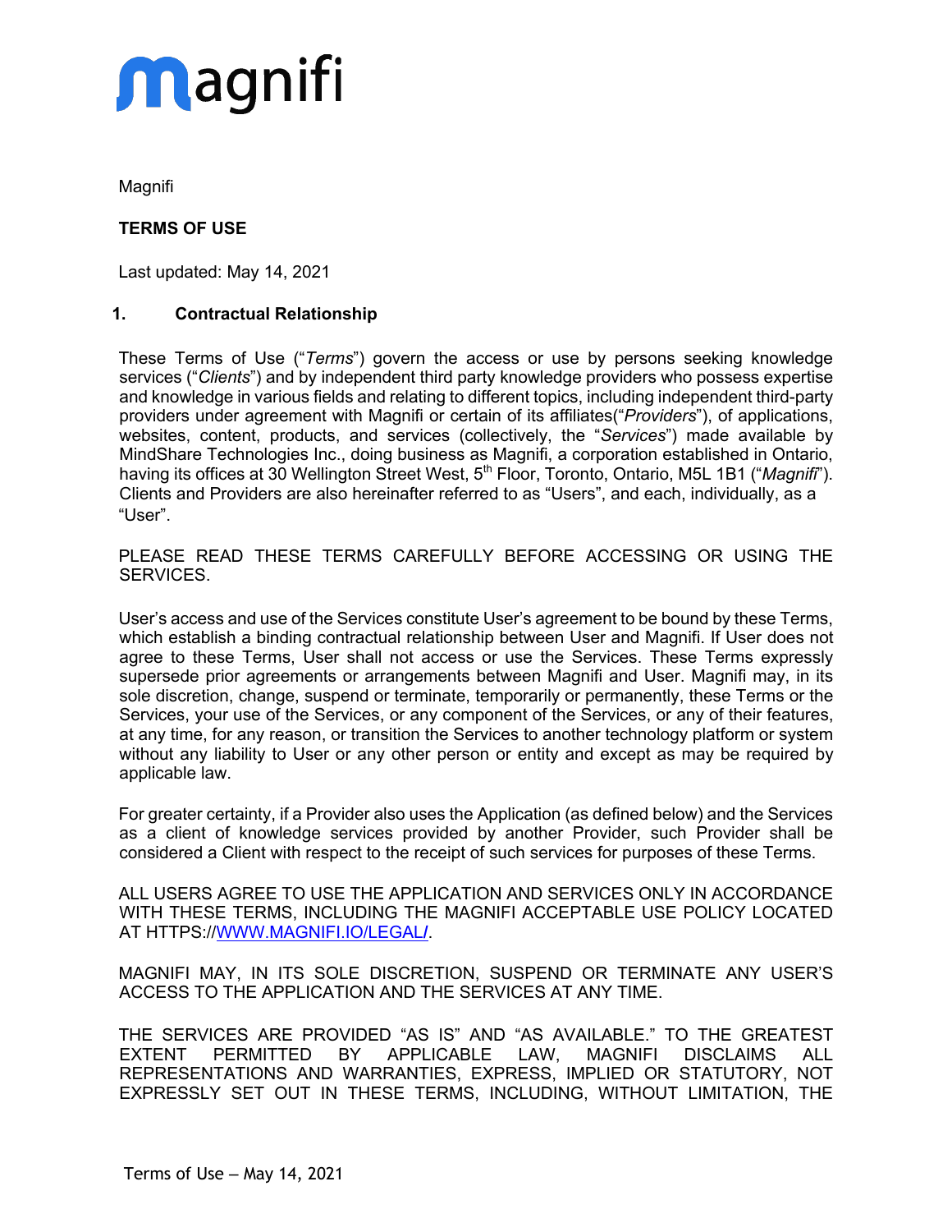Magnifi

**TERMS OF USE**

Last updated: May 14, 2021

## 1. Contractual Relationship

These Terms of Use ("*Terms*") govern the access or use by persons seeking knowledge services ("*Clients*") and by independent third party knowledge providers who possess expertise and knowledge in various fields and relating to different topics, including independent third-party providers under agreement with Magnifi or certain of its affiliates("*Providers*"), of applications, websites, content, products, and services (collectively, the "*Services*") made available by MindShare Technologies Inc., doing business as Magnifi, a corporation established in Ontario, having its offices at 30 Wellington Street West, 5th Floor, Toronto, Ontario, M5L 1B1 ("*Magnifi*"). Clients and Providers are also hereinafter referred to as "Users", and each, individually, as a "User".

PLEASE READ THESE TERMS CAREFULLY BEFORE ACCESSING OR USING THE SERVICES.

User's access and use of the Services constitute User's agreement to be bound by these Terms, which establish a binding contractual relationship between User and Magnifi. If User does not agree to these Terms, User shall not access or use the Services. These Terms expressly supersede prior agreements or arrangements between Magnifi and User. Magnifi may, in its sole discretion, change, suspend or terminate, temporarily or permanently, these Terms or the Services, your use of the Services, or any component of the Services, or any of their features, at any time, for any reason, or transition the Services to another technology platform or system without any liability to User or any other person or entity and except as may be required by applicable law.

For greater certainty, if a Provider also uses the Application (as defined below) and the Services as a client of knowledge services provided by another Provider, such Provider shall be considered a Client with respect to the receipt of such services for purposes of these Terms.

ALL USERS AGREE TO USE THE APPLICATION AND SERVICES ONLY IN ACCORDANCE WITH THESE TERMS, INCLUDING THE MAGNIFI ACCEPTABLE USE POLICY LOCATED AT HTTPS://WWW.MAGNIFI.IO/LEGAL/.

MAGNIFI MAY, IN ITS SOLE DISCRETION, SUSPEND OR TERMINATE ANY USER'S ACCESS TO THE APPLICATION AND THE SERVICES AT ANY TIME.

THE SERVICES ARE PROVIDED "AS IS" AND "AS AVAILABLE." TO THE GREATEST EXTENT PERMITTED BY APPLICABLE LAW, MAGNIFI DISCLAIMS ALL REPRESENTATIONS AND WARRANTIES, EXPRESS, IMPLIED OR STATUTORY, NOT EXPRESSLY SET OUT IN THESE TERMS, INCLUDING, WITHOUT LIMITATION, THE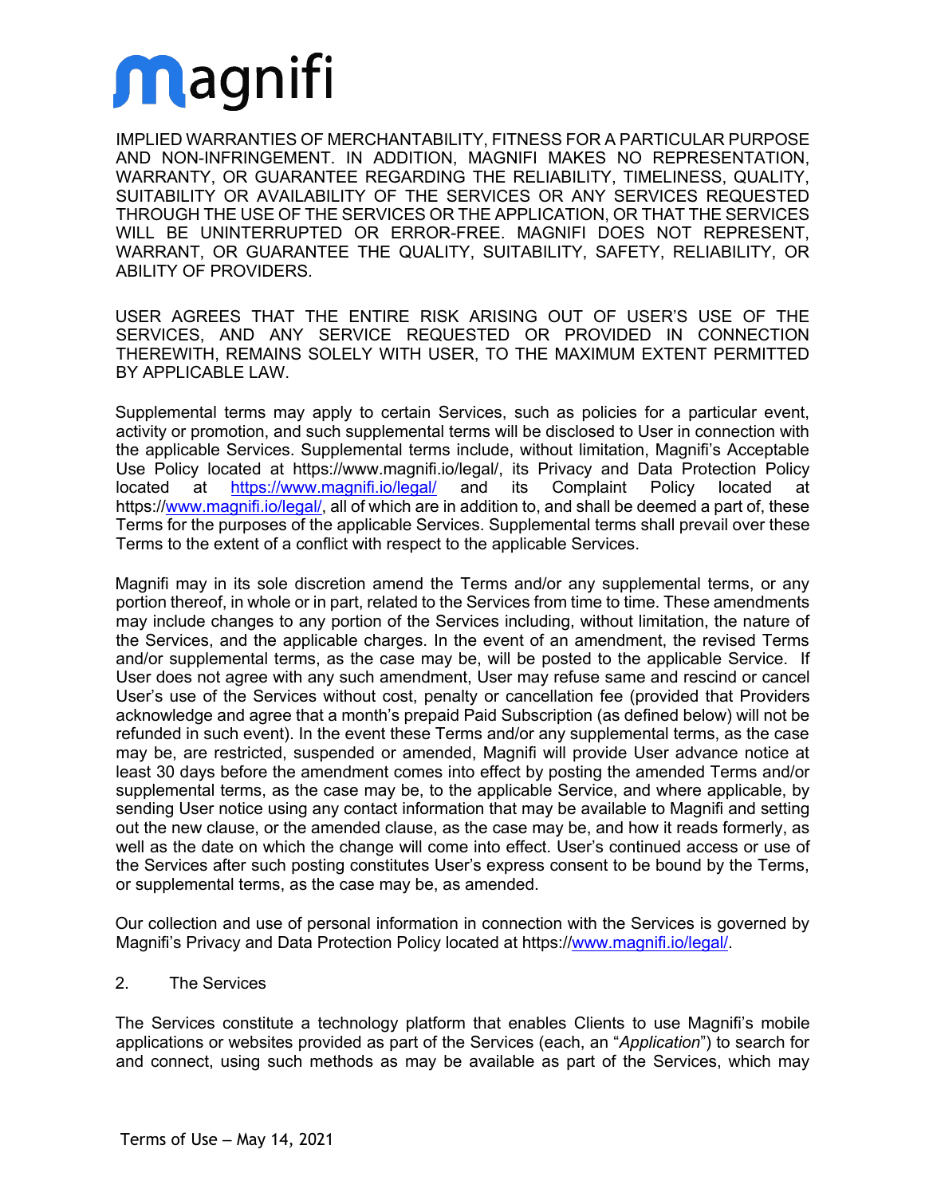IMPLIED WARRANTIES OF MERCHANTABILITY, FITNESS FOR A PARTICULAR PURPOSE AND NON-INFRINGEMENT. IN ADDITION, MAGNIFI MAKES NO REPRESENTATION, WARRANTY, OR GUARANTEE REGARDING THE RELIABILITY, TIMELINESS, QUALITY, SUITABILITY OR AVAILABILITY OF THE SERVICES OR ANY SERVICES REQUESTED THROUGH THE USE OF THE SERVICES OR THE APPLICATION, OR THAT THE SERVICES WILL BE UNINTERRUPTED OR ERROR-FREE. MAGNIFI DOES NOT REPRESENT, WARRANT, OR GUARANTEE THE QUALITY, SUITABILITY, SAFETY, RELIABILITY, OR ABILITY OF PROVIDERS.

USER AGREES THAT THE ENTIRE RISK ARISING OUT OF USER'S USE OF THE SERVICES, AND ANY SERVICE REQUESTED OR PROVIDED IN CONNECTION THEREWITH, REMAINS SOLELY WITH USER, TO THE MAXIMUM EXTENT PERMITTED BY APPLICABLE LAW.

Supplemental terms may apply to certain Services, such as policies for a particular event, activity or promotion, and such supplemental terms will be disclosed to User in connection with the applicable Services. Supplemental terms include, without limitation, Magnifi's Acceptable Use Policy located at https://www.magnifi.io/legal/, its Privacy and Data Protection Policy located at https://www.magnifi.io/legal/ and its Complaint Policy located at https://www.magnifi.io/legal/, all of which are in addition to, and shall be deemed a part of, these Terms for the purposes of the applicable Services. Supplemental terms shall prevail over these Terms to the extent of a conflict with respect to the applicable Services.

Magnifi may in its sole discretion amend the Terms and/or any supplemental terms, or any portion thereof, in whole or in part, related to the Services from time to time. These amendments may include changes to any portion of the Services including, without limitation, the nature of the Services, and the applicable charges. In the event of an amendment, the revised Terms and/or supplemental terms, as the case may be, will be posted to the applicable Service. If User does not agree with any such amendment, User may refuse same and rescind or cancel User's use of the Services without cost, penalty or cancellation fee (provided that Providers acknowledge and agree that a month's prepaid Paid Subscription (as defined below) will not be refunded in such event). In the event these Terms and/or any supplemental terms, as the case may be, are restricted, suspended or amended, Magnifi will provide User advance notice at least 30 days before the amendment comes into effect by posting the amended Terms and/or supplemental terms, as the case may be, to the applicable Service, and where applicable, by sending User notice using any contact information that may be available to Magnifi and setting out the new clause, or the amended clause, as the case may be, and how it reads formerly, as well as the date on which the change will come into effect. User's continued access or use of the Services after such posting constitutes User's express consent to be bound by the Terms, or supplemental terms, as the case may be, as amended.

Our collection and use of personal information in connection with the Services is governed by Magnifi's Privacy and Data Protection Policy located at https://www.magnifi.io/legal/.

## 2. The Services

The Services constitute a technology platform that enables Clients to use Magnifi's mobile applications or websites provided as part of the Services (each, an "*Application*") to search for and connect, using such methods as may be available as part of the Services, which may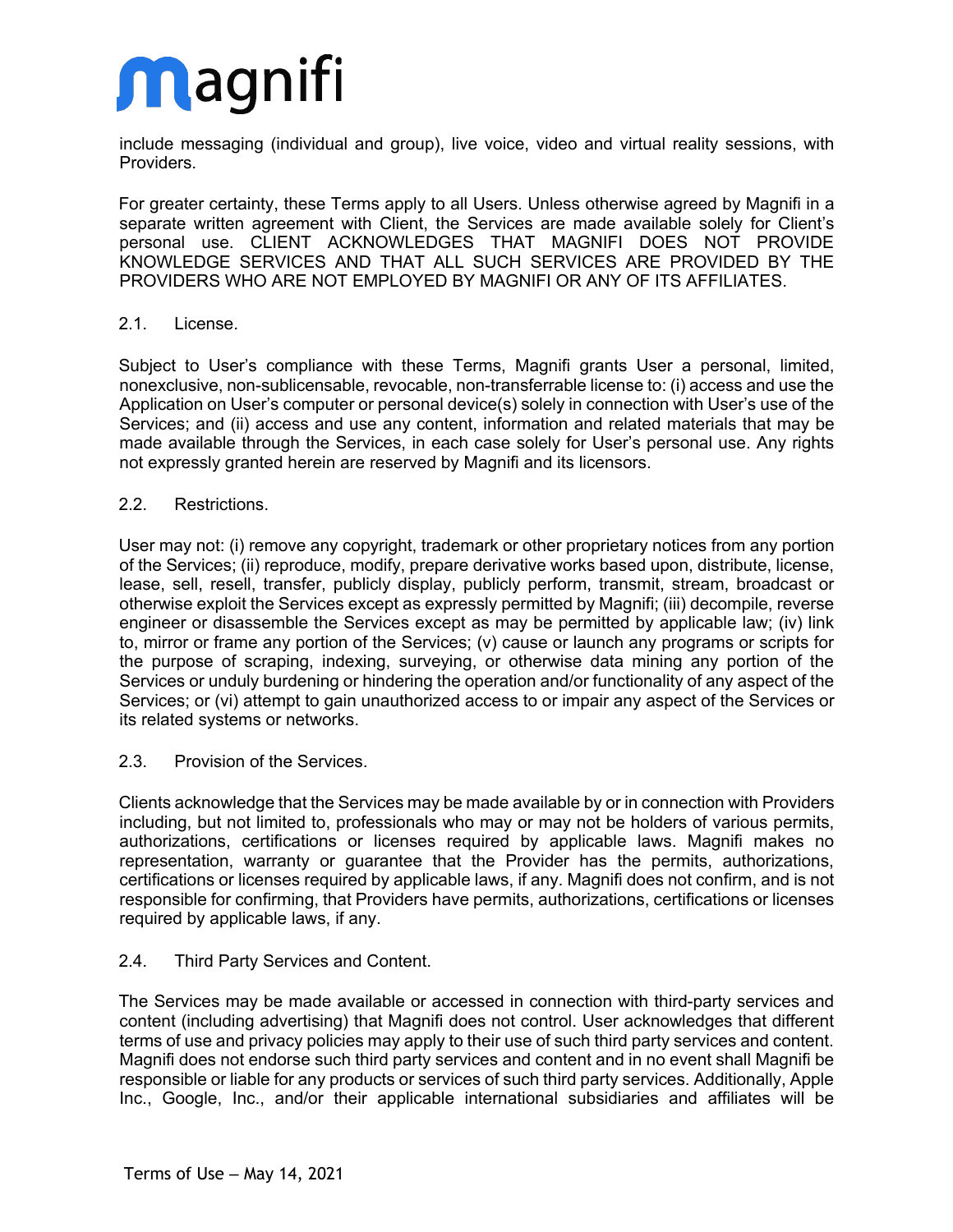include messaging (individual and group), live voice, video and virtual reality sessions, with Providers.

For greater certainty, these Terms apply to all Users. Unless otherwise agreed by Magnifi in a separate written agreement with Client, the Services are made available solely for Client's personal use. CLIENT ACKNOWLEDGES THAT MAGNIFI DOES NOT PROVIDE KNOWLEDGE SERVICES AND THAT ALL SUCH SERVICES ARE PROVIDED BY THE PROVIDERS WHO ARE NOT EMPLOYED BY MAGNIFI OR ANY OF ITS AFFILIATES.

### 2.1. License.

Subject to User's compliance with these Terms, Magnifi grants User a personal, limited, nonexclusive, non-sublicensable, revocable, non-transferrable license to: (i) access and use the Application on User's computer or personal device(s) solely in connection with User's use of the Services; and (ii) access and use any content, information and related materials that may be made available through the Services, in each case solely for User's personal use. Any rights not expressly granted herein are reserved by Magnifi and its licensors.

### 2.2. Restrictions.

User may not: (i) remove any copyright, trademark or other proprietary notices from any portion of the Services; (ii) reproduce, modify, prepare derivative works based upon, distribute, license, lease, sell, resell, transfer, publicly display, publicly perform, transmit, stream, broadcast or otherwise exploit the Services except as expressly permitted by Magnifi; (iii) decompile, reverse engineer or disassemble the Services except as may be permitted by applicable law; (iv) link to, mirror or frame any portion of the Services; (v) cause or launch any programs or scripts for the purpose of scraping, indexing, surveying, or otherwise data mining any portion of the Services or unduly burdening or hindering the operation and/or functionality of any aspect of the Services; or (vi) attempt to gain unauthorized access to or impair any aspect of the Services or its related systems or networks.

### 2.3. Provision of the Services.

Clients acknowledge that the Services may be made available by or in connection with Providers including, but not limited to, professionals who may or may not be holders of various permits, authorizations, certifications or licenses required by applicable laws. Magnifi makes no representation, warranty or guarantee that the Provider has the permits, authorizations, certifications or licenses required by applicable laws, if any. Magnifi does not confirm, and is not responsible for confirming, that Providers have permits, authorizations, certifications or licenses required by applicable laws, if any.

### 2.4. Third Party Services and Content.

The Services may be made available or accessed in connection with third-party services and content (including advertising) that Magnifi does not control. User acknowledges that different terms of use and privacy policies may apply to their use of such third party services and content. Magnifi does not endorse such third party services and content and in no event shall Magnifi be responsible or liable for any products or services of such third party services. Additionally, Apple Inc., Google, Inc., and/or their applicable international subsidiaries and affiliates will be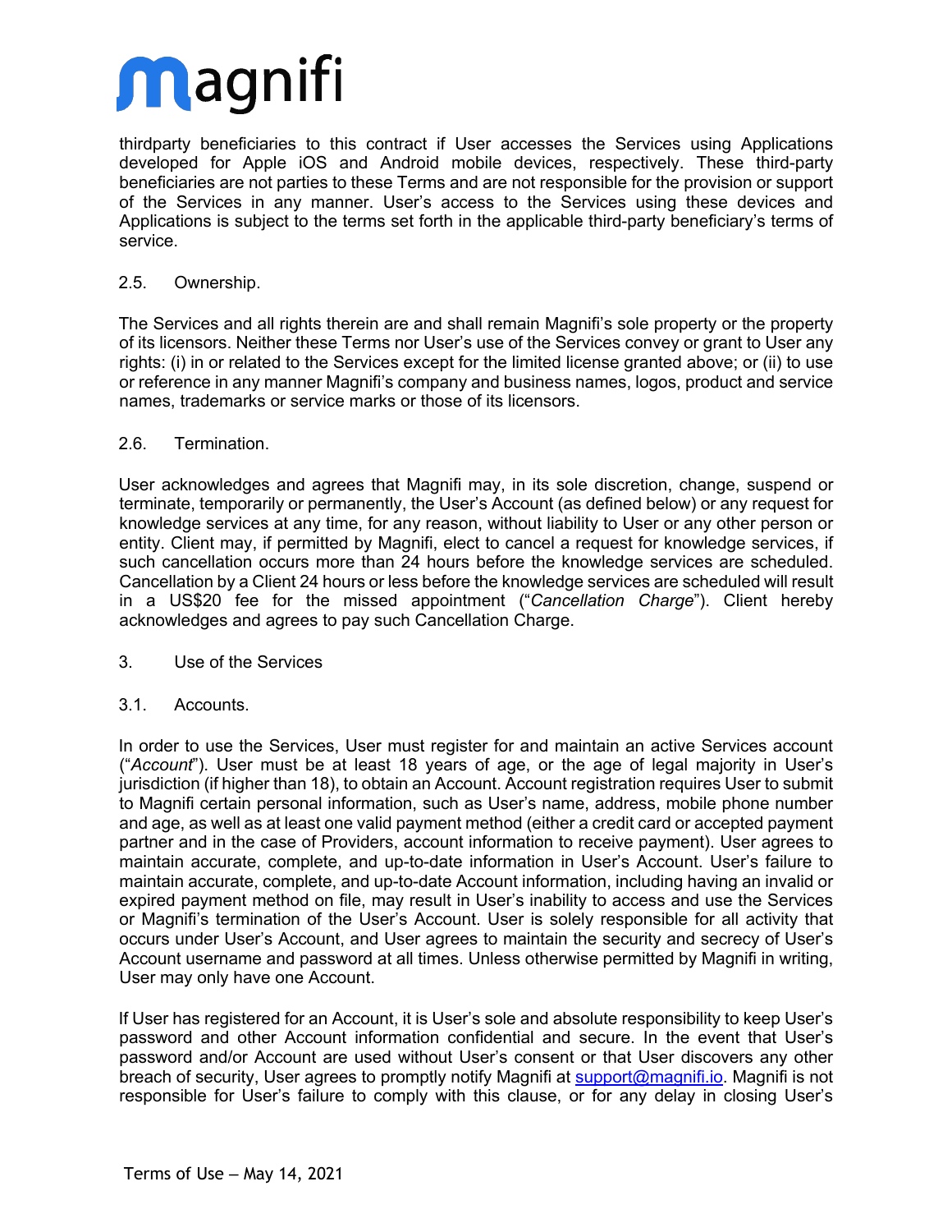thirdparty beneficiaries to this contract if User accesses the Services using Applications developed for Apple iOS and Android mobile devices, respectively. These third-party beneficiaries are not parties to these Terms and are not responsible for the provision or support of the Services in any manner. User's access to the Services using these devices and Applications is subject to the terms set forth in the applicable third-party beneficiary's terms of service.

2.5. Ownership.

The Services and all rights therein are and shall remain Magnifi's sole property or the property of its licensors. Neither these Terms nor User's use of the Services convey or grant to User any rights: (i) in or related to the Services except for the limited license granted above; or (ii) to use or reference in any manner Magnifi's company and business names, logos, product and service names, trademarks or service marks or those of its licensors.

2.6. Termination.

User acknowledges and agrees that Magnifi may, in its sole discretion, change, suspend or terminate, temporarily or permanently, the User's Account (as defined below) or any request for knowledge services at any time, for any reason, without liability to User or any other person or entity. Client may, if permitted by Magnifi, elect to cancel a request for knowledge services, if such cancellation occurs more than 24 hours before the knowledge services are scheduled. Cancellation by a Client 24 hours or less before the knowledge services are scheduled will result in a US$20 fee for the missed appointment ("*Cancellation Charge*"). Client hereby acknowledges and agrees to pay such Cancellation Charge.

3. Use of the Services

3.1. Accounts.

In order to use the Services, User must register for and maintain an active Services account ("*Account*"). User must be at least 18 years of age, or the age of legal majority in User's jurisdiction (if higher than 18), to obtain an Account. Account registration requires User to submit to Magnifi certain personal information, such as User's name, address, mobile phone number and age, as well as at least one valid payment method (either a credit card or accepted payment partner and in the case of Providers, account information to receive payment). User agrees to maintain accurate, complete, and up-to-date information in User's Account. User's failure to maintain accurate, complete, and up-to-date Account information, including having an invalid or expired payment method on file, may result in User's inability to access and use the Services or Magnifi's termination of the User's Account. User is solely responsible for all activity that occurs under User's Account, and User agrees to maintain the security and secrecy of User's Account username and password at all times. Unless otherwise permitted by Magnifi in writing, User may only have one Account.

If User has registered for an Account, it is User's sole and absolute responsibility to keep User's password and other Account information confidential and secure. In the event that User's password and/or Account are used without User's consent or that User discovers any other breach of security, User agrees to promptly notify Magnifi at [support@magnifi.io](mailto:support@magnifi.io). Magnifi is not responsible for User's failure to comply with this clause, or for any delay in closing User's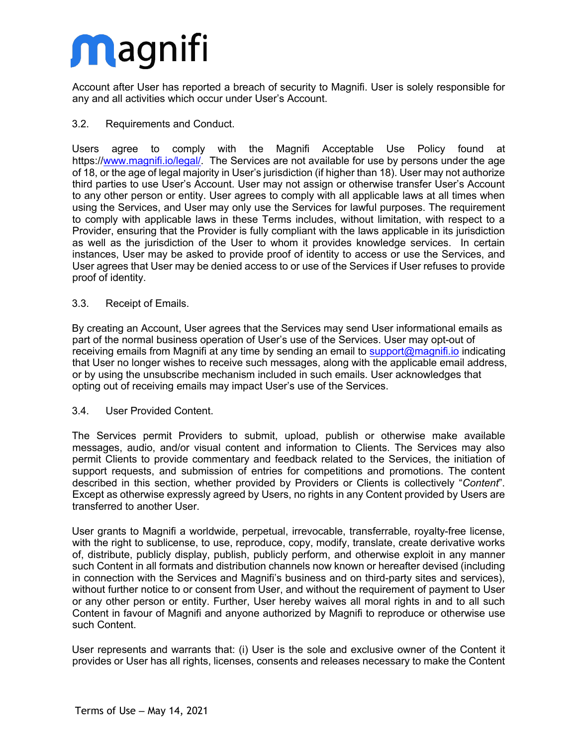Account after User has reported a breach of security to Magnifi. User is solely responsible for any and all activities which occur under User's Account.

3.2. Requirements and Conduct.

Users agree to comply with the Magnifi Acceptable Use Policy found at https://www.magnifi.io/legal/. The Services are not available for use by persons under the age of 18, or the age of legal majority in User's jurisdiction (if higher than 18). User may not authorize third parties to use User's Account. User may not assign or otherwise transfer User's Account to any other person or entity. User agrees to comply with all applicable laws at all times when using the Services, and User may only use the Services for lawful purposes. The requirement to comply with applicable laws in these Terms includes, without limitation, with respect to a Provider, ensuring that the Provider is fully compliant with the laws applicable in its jurisdiction as well as the jurisdiction of the User to whom it provides knowledge services. In certain instances, User may be asked to provide proof of identity to access or use the Services, and User agrees that User may be denied access to or use of the Services if User refuses to provide proof of identity.

3.3. Receipt of Emails.

By creating an Account, User agrees that the Services may send User informational emails as part of the normal business operation of User's use of the Services. User may opt-out of receiving emails from Magnifi at any time by sending an email to support@magnifi.io indicating that User no longer wishes to receive such messages, along with the applicable email address, or by using the unsubscribe mechanism included in such emails. User acknowledges that opting out of receiving emails may impact User's use of the Services.

3.4. User Provided Content.

The Services permit Providers to submit, upload, publish or otherwise make available messages, audio, and/or visual content and information to Clients. The Services may also permit Clients to provide commentary and feedback related to the Services, the initiation of support requests, and submission of entries for competitions and promotions. The content described in this section, whether provided by Providers or Clients is collectively "*Content*". Except as otherwise expressly agreed by Users, no rights in any Content provided by Users are transferred to another User.

User grants to Magnifi a worldwide, perpetual, irrevocable, transferrable, royalty-free license, with the right to sublicense, to use, reproduce, copy, modify, translate, create derivative works of, distribute, publicly display, publish, publicly perform, and otherwise exploit in any manner such Content in all formats and distribution channels now known or hereafter devised (including in connection with the Services and Magnifi's business and on third-party sites and services), without further notice to or consent from User, and without the requirement of payment to User or any other person or entity. Further, User hereby waives all moral rights in and to all such Content in favour of Magnifi and anyone authorized by Magnifi to reproduce or otherwise use such Content.

User represents and warrants that: (i) User is the sole and exclusive owner of the Content it provides or User has all rights, licenses, consents and releases necessary to make the Content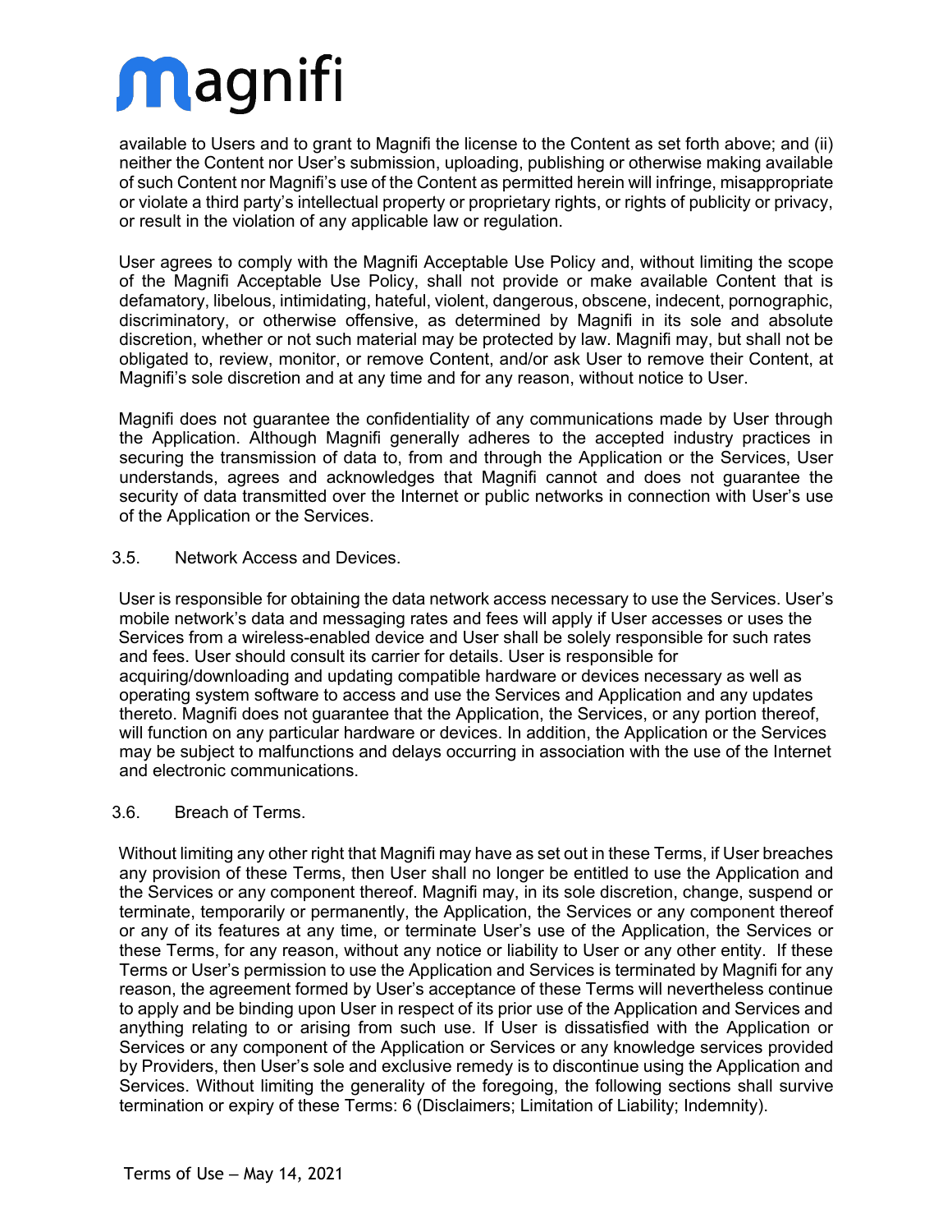available to Users and to grant to Magnifi the license to the Content as set forth above; and (ii) neither the Content nor User's submission, uploading, publishing or otherwise making available of such Content nor Magnifi's use of the Content as permitted herein will infringe, misappropriate or violate a third party's intellectual property or proprietary rights, or rights of publicity or privacy, or result in the violation of any applicable law or regulation.

User agrees to comply with the Magnifi Acceptable Use Policy and, without limiting the scope of the Magnifi Acceptable Use Policy, shall not provide or make available Content that is defamatory, libelous, intimidating, hateful, violent, dangerous, obscene, indecent, pornographic, discriminatory, or otherwise offensive, as determined by Magnifi in its sole and absolute discretion, whether or not such material may be protected by law. Magnifi may, but shall not be obligated to, review, monitor, or remove Content, and/or ask User to remove their Content, at Magnifi's sole discretion and at any time and for any reason, without notice to User.

Magnifi does not guarantee the confidentiality of any communications made by User through the Application. Although Magnifi generally adheres to the accepted industry practices in securing the transmission of data to, from and through the Application or the Services, User understands, agrees and acknowledges that Magnifi cannot and does not guarantee the security of data transmitted over the Internet or public networks in connection with User's use of the Application or the Services.

3.5. Network Access and Devices.

User is responsible for obtaining the data network access necessary to use the Services. User's mobile network's data and messaging rates and fees will apply if User accesses or uses the Services from a wireless-enabled device and User shall be solely responsible for such rates and fees. User should consult its carrier for details. User is responsible for acquiring/downloading and updating compatible hardware or devices necessary as well as operating system software to access and use the Services and Application and any updates thereto. Magnifi does not guarantee that the Application, the Services, or any portion thereof, will function on any particular hardware or devices. In addition, the Application or the Services may be subject to malfunctions and delays occurring in association with the use of the Internet and electronic communications.

3.6. Breach of Terms.

Without limiting any other right that Magnifi may have as set out in these Terms, if User breaches any provision of these Terms, then User shall no longer be entitled to use the Application and the Services or any component thereof. Magnifi may, in its sole discretion, change, suspend or terminate, temporarily or permanently, the Application, the Services or any component thereof or any of its features at any time, or terminate User's use of the Application, the Services or these Terms, for any reason, without any notice or liability to User or any other entity. If these Terms or User's permission to use the Application and Services is terminated by Magnifi for any reason, the agreement formed by User's acceptance of these Terms will nevertheless continue to apply and be binding upon User in respect of its prior use of the Application and Services and anything relating to or arising from such use. If User is dissatisfied with the Application or Services or any component of the Application or Services or any knowledge services provided by Providers, then User's sole and exclusive remedy is to discontinue using the Application and Services. Without limiting the generality of the foregoing, the following sections shall survive termination or expiry of these Terms: 6 (Disclaimers; Limitation of Liability; Indemnity).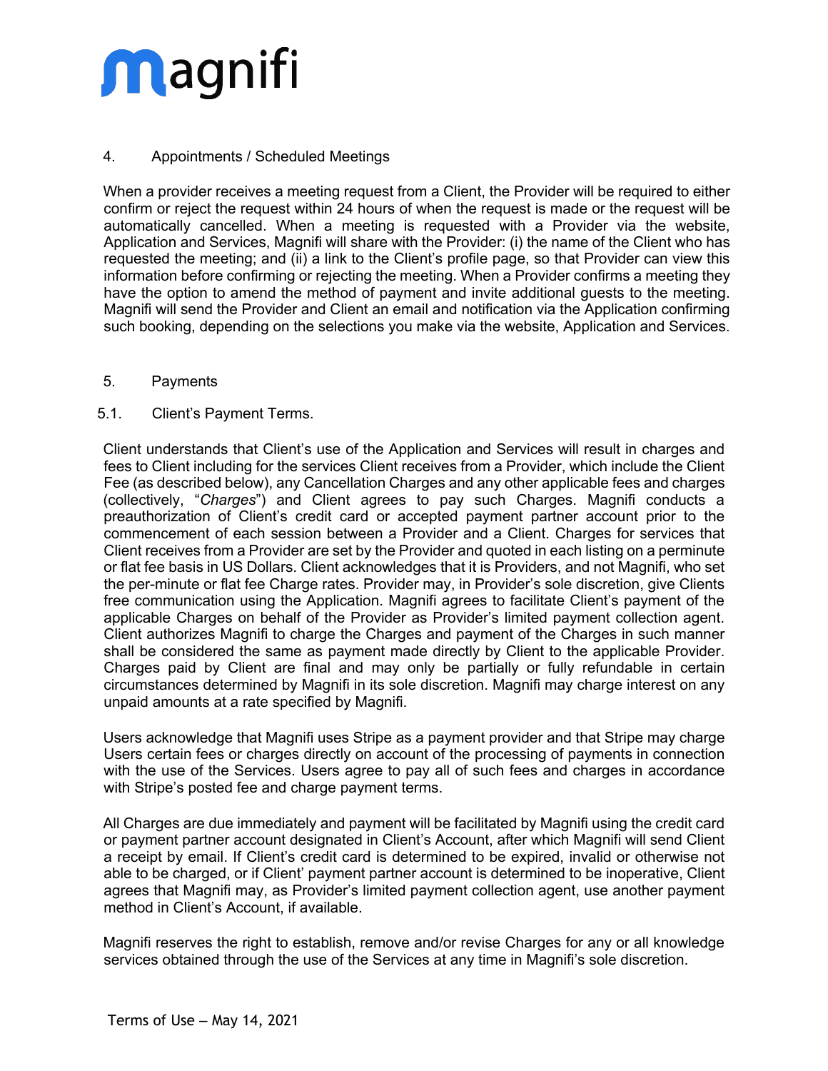## 4. Appointments / Scheduled Meetings

When a provider receives a meeting request from a Client, the Provider will be required to either confirm or reject the request within 24 hours of when the request is made or the request will be automatically cancelled. When a meeting is requested with a Provider via the website, Application and Services, Magnifi will share with the Provider: (i) the name of the Client who has requested the meeting; and (ii) a link to the Client's profile page, so that Provider can view this information before confirming or rejecting the meeting. When a Provider confirms a meeting they have the option to amend the method of payment and invite additional guests to the meeting. Magnifi will send the Provider and Client an email and notification via the Application confirming such booking, depending on the selections you make via the website, Application and Services.

## 5. Payments

### 5.1. Client's Payment Terms.

Client understands that Client's use of the Application and Services will result in charges and fees to Client including for the services Client receives from a Provider, which include the Client Fee (as described below), any Cancellation Charges and any other applicable fees and charges (collectively, "*Charges*") and Client agrees to pay such Charges. Magnifi conducts a preauthorization of Client's credit card or accepted payment partner account prior to the commencement of each session between a Provider and a Client. Charges for services that Client receives from a Provider are set by the Provider and quoted in each listing on a perminute or flat fee basis in US Dollars. Client acknowledges that it is Providers, and not Magnifi, who set the per-minute or flat fee Charge rates. Provider may, in Provider's sole discretion, give Clients free communication using the Application. Magnifi agrees to facilitate Client's payment of the applicable Charges on behalf of the Provider as Provider's limited payment collection agent. Client authorizes Magnifi to charge the Charges and payment of the Charges in such manner shall be considered the same as payment made directly by Client to the applicable Provider. Charges paid by Client are final and may only be partially or fully refundable in certain circumstances determined by Magnifi in its sole discretion. Magnifi may charge interest on any unpaid amounts at a rate specified by Magnifi.

Users acknowledge that Magnifi uses Stripe as a payment provider and that Stripe may charge Users certain fees or charges directly on account of the processing of payments in connection with the use of the Services. Users agree to pay all of such fees and charges in accordance with Stripe's posted fee and charge payment terms.

All Charges are due immediately and payment will be facilitated by Magnifi using the credit card or payment partner account designated in Client's Account, after which Magnifi will send Client a receipt by email. If Client's credit card is determined to be expired, invalid or otherwise not able to be charged, or if Client' payment partner account is determined to be inoperative, Client agrees that Magnifi may, as Provider's limited payment collection agent, use another payment method in Client's Account, if available.

Magnifi reserves the right to establish, remove and/or revise Charges for any or all knowledge services obtained through the use of the Services at any time in Magnifi's sole discretion.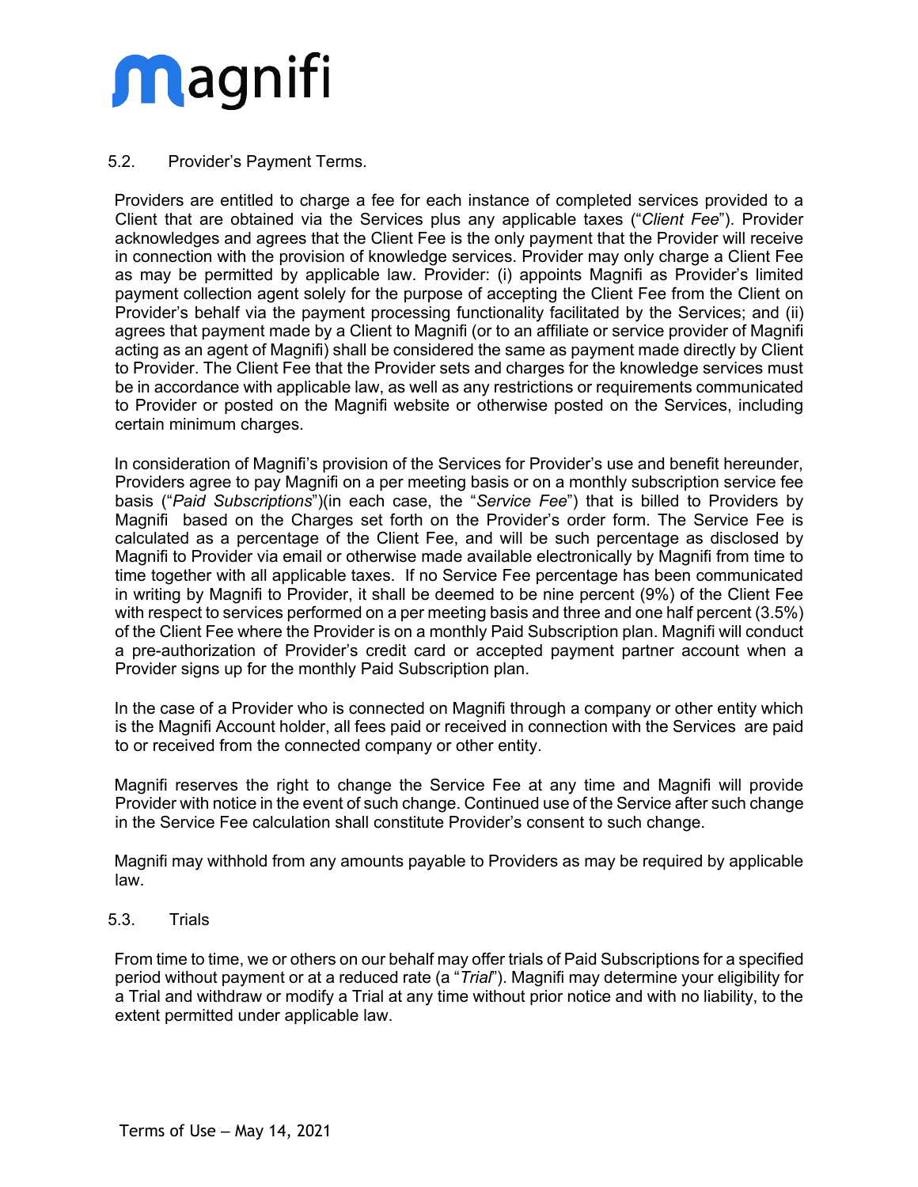### 5.2. Provider's Payment Terms.

Providers are entitled to charge a fee for each instance of completed services provided to a Client that are obtained via the Services plus any applicable taxes ("*Client Fee*"). Provider acknowledges and agrees that the Client Fee is the only payment that the Provider will receive in connection with the provision of knowledge services. Provider may only charge a Client Fee as may be permitted by applicable law. Provider: (i) appoints Magnifi as Provider's limited payment collection agent solely for the purpose of accepting the Client Fee from the Client on Provider's behalf via the payment processing functionality facilitated by the Services; and (ii) agrees that payment made by a Client to Magnifi (or to an affiliate or service provider of Magnifi acting as an agent of Magnifi) shall be considered the same as payment made directly by Client to Provider. The Client Fee that the Provider sets and charges for the knowledge services must be in accordance with applicable law, as well as any restrictions or requirements communicated to Provider or posted on the Magnifi website or otherwise posted on the Services, including certain minimum charges.

In consideration of Magnifi's provision of the Services for Provider's use and benefit hereunder, Providers agree to pay Magnifi on a per meeting basis or on a monthly subscription service fee basis ("*Paid Subscriptions*")(in each case, the "*Service Fee*") that is billed to Providers by Magnifi based on the Charges set forth on the Provider's order form. The Service Fee is calculated as a percentage of the Client Fee, and will be such percentage as disclosed by Magnifi to Provider via email or otherwise made available electronically by Magnifi from time to time together with all applicable taxes. If no Service Fee percentage has been communicated in writing by Magnifi to Provider, it shall be deemed to be nine percent (9%) of the Client Fee with respect to services performed on a per meeting basis and three and one half percent (3.5%) of the Client Fee where the Provider is on a monthly Paid Subscription plan. Magnifi will conduct a pre-authorization of Provider's credit card or accepted payment partner account when a Provider signs up for the monthly Paid Subscription plan.

In the case of a Provider who is connected on Magnifi through a company or other entity which is the Magnifi Account holder, all fees paid or received in connection with the Services are paid to or received from the connected company or other entity.

Magnifi reserves the right to change the Service Fee at any time and Magnifi will provide Provider with notice in the event of such change. Continued use of the Service after such change in the Service Fee calculation shall constitute Provider's consent to such change.

Magnifi may withhold from any amounts payable to Providers as may be required by applicable law.

### 5.3. Trials

From time to time, we or others on our behalf may offer trials of Paid Subscriptions for a specified period without payment or at a reduced rate (a "*Trial*"). Magnifi may determine your eligibility for a Trial and withdraw or modify a Trial at any time without prior notice and with no liability, to the extent permitted under applicable law.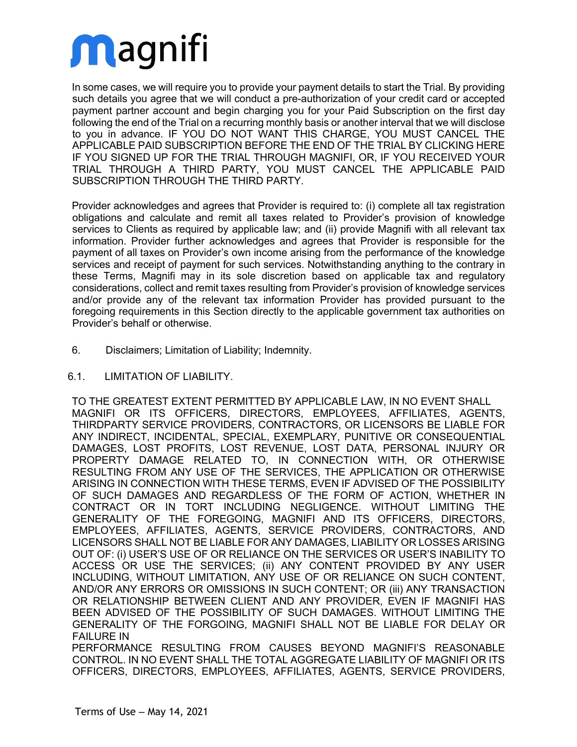In some cases, we will require you to provide your payment details to start the Trial. By providing such details you agree that we will conduct a pre-authorization of your credit card or accepted payment partner account and begin charging you for your Paid Subscription on the first day following the end of the Trial on a recurring monthly basis or another interval that we will disclose to you in advance. IF YOU DO NOT WANT THIS CHARGE, YOU MUST CANCEL THE APPLICABLE PAID SUBSCRIPTION BEFORE THE END OF THE TRIAL BY CLICKING HERE IF YOU SIGNED UP FOR THE TRIAL THROUGH MAGNIFI, OR, IF YOU RECEIVED YOUR TRIAL THROUGH A THIRD PARTY, YOU MUST CANCEL THE APPLICABLE PAID SUBSCRIPTION THROUGH THE THIRD PARTY.

Provider acknowledges and agrees that Provider is required to: (i) complete all tax registration obligations and calculate and remit all taxes related to Provider's provision of knowledge services to Clients as required by applicable law; and (ii) provide Magnifi with all relevant tax information. Provider further acknowledges and agrees that Provider is responsible for the payment of all taxes on Provider's own income arising from the performance of the knowledge services and receipt of payment for such services. Notwithstanding anything to the contrary in these Terms, Magnifi may in its sole discretion based on applicable tax and regulatory considerations, collect and remit taxes resulting from Provider's provision of knowledge services and/or provide any of the relevant tax information Provider has provided pursuant to the foregoing requirements in this Section directly to the applicable government tax authorities on Provider's behalf or otherwise.

## 6. Disclaimers; Limitation of Liability; Indemnity.

### 6.1. LIMITATION OF LIABILITY.

TO THE GREATEST EXTENT PERMITTED BY APPLICABLE LAW, IN NO EVENT SHALL MAGNIFI OR ITS OFFICERS, DIRECTORS, EMPLOYEES, AFFILIATES, AGENTS, THIRDPARTY SERVICE PROVIDERS, CONTRACTORS, OR LICENSORS BE LIABLE FOR ANY INDIRECT, INCIDENTAL, SPECIAL, EXEMPLARY, PUNITIVE OR CONSEQUENTIAL DAMAGES, LOST PROFITS, LOST REVENUE, LOST DATA, PERSONAL INJURY OR PROPERTY DAMAGE RELATED TO, IN CONNECTION WITH, OR OTHERWISE RESULTING FROM ANY USE OF THE SERVICES, THE APPLICATION OR OTHERWISE ARISING IN CONNECTION WITH THESE TERMS, EVEN IF ADVISED OF THE POSSIBILITY OF SUCH DAMAGES AND REGARDLESS OF THE FORM OF ACTION, WHETHER IN CONTRACT OR IN TORT INCLUDING NEGLIGENCE. WITHOUT LIMITING THE GENERALITY OF THE FOREGOING, MAGNIFI AND ITS OFFICERS, DIRECTORS, EMPLOYEES, AFFILIATES, AGENTS, SERVICE PROVIDERS, CONTRACTORS, AND LICENSORS SHALL NOT BE LIABLE FOR ANY DAMAGES, LIABILITY OR LOSSES ARISING OUT OF: (i) USER'S USE OF OR RELIANCE ON THE SERVICES OR USER'S INABILITY TO ACCESS OR USE THE SERVICES; (ii) ANY CONTENT PROVIDED BY ANY USER INCLUDING, WITHOUT LIMITATION, ANY USE OF OR RELIANCE ON SUCH CONTENT, AND/OR ANY ERRORS OR OMISSIONS IN SUCH CONTENT; OR (iii) ANY TRANSACTION OR RELATIONSHIP BETWEEN CLIENT AND ANY PROVIDER, EVEN IF MAGNIFI HAS BEEN ADVISED OF THE POSSIBILITY OF SUCH DAMAGES. WITHOUT LIMITING THE GENERALITY OF THE FORGOING, MAGNIFI SHALL NOT BE LIABLE FOR DELAY OR FAILURE IN PERFORMANCE RESULTING FROM CAUSES BEYOND MAGNIFI'S REASONABLE CONTROL. IN NO EVENT SHALL THE TOTAL AGGREGATE LIABILITY OF MAGNIFI OR ITS OFFICERS, DIRECTORS, EMPLOYEES, AFFILIATES, AGENTS, SERVICE PROVIDERS,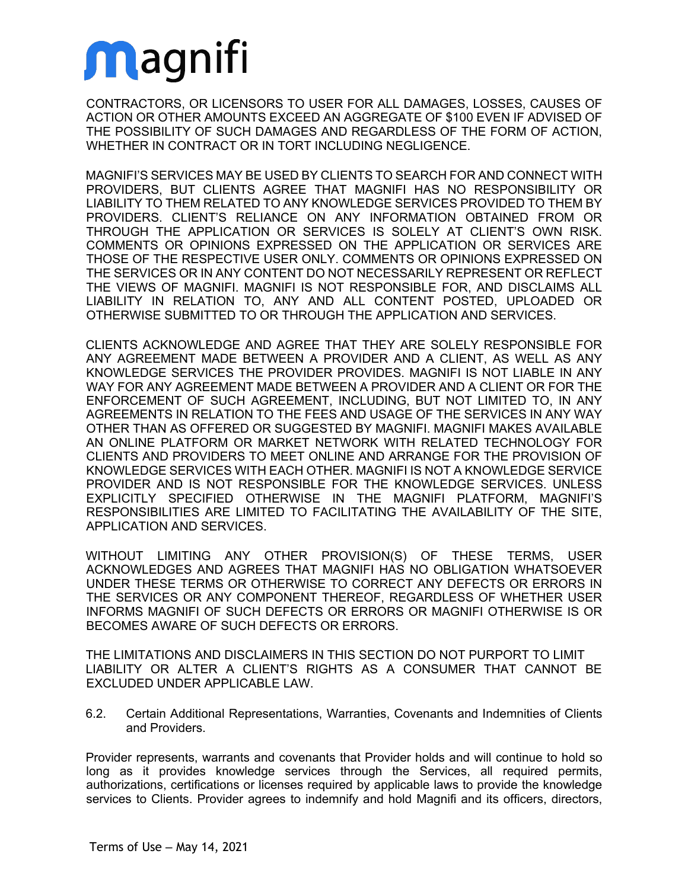CONTRACTORS, OR LICENSORS TO USER FOR ALL DAMAGES, LOSSES, CAUSES OF ACTION OR OTHER AMOUNTS EXCEED AN AGGREGATE OF $100 EVEN IF ADVISED OF THE POSSIBILITY OF SUCH DAMAGES AND REGARDLESS OF THE FORM OF ACTION, WHETHER IN CONTRACT OR IN TORT INCLUDING NEGLIGENCE.

MAGNIFI'S SERVICES MAY BE USED BY CLIENTS TO SEARCH FOR AND CONNECT WITH PROVIDERS, BUT CLIENTS AGREE THAT MAGNIFI HAS NO RESPONSIBILITY OR LIABILITY TO THEM RELATED TO ANY KNOWLEDGE SERVICES PROVIDED TO THEM BY PROVIDERS. CLIENT'S RELIANCE ON ANY INFORMATION OBTAINED FROM OR THROUGH THE APPLICATION OR SERVICES IS SOLELY AT CLIENT'S OWN RISK. COMMENTS OR OPINIONS EXPRESSED ON THE APPLICATION OR SERVICES ARE THOSE OF THE RESPECTIVE USER ONLY. COMMENTS OR OPINIONS EXPRESSED ON THE SERVICES OR IN ANY CONTENT DO NOT NECESSARILY REPRESENT OR REFLECT THE VIEWS OF MAGNIFI. MAGNIFI IS NOT RESPONSIBLE FOR, AND DISCLAIMS ALL LIABILITY IN RELATION TO, ANY AND ALL CONTENT POSTED, UPLOADED OR OTHERWISE SUBMITTED TO OR THROUGH THE APPLICATION AND SERVICES.

CLIENTS ACKNOWLEDGE AND AGREE THAT THEY ARE SOLELY RESPONSIBLE FOR ANY AGREEMENT MADE BETWEEN A PROVIDER AND A CLIENT, AS WELL AS ANY KNOWLEDGE SERVICES THE PROVIDER PROVIDES. MAGNIFI IS NOT LIABLE IN ANY WAY FOR ANY AGREEMENT MADE BETWEEN A PROVIDER AND A CLIENT OR FOR THE ENFORCEMENT OF SUCH AGREEMENT, INCLUDING, BUT NOT LIMITED TO, IN ANY AGREEMENTS IN RELATION TO THE FEES AND USAGE OF THE SERVICES IN ANY WAY OTHER THAN AS OFFERED OR SUGGESTED BY MAGNIFI. MAGNIFI MAKES AVAILABLE AN ONLINE PLATFORM OR MARKET NETWORK WITH RELATED TECHNOLOGY FOR CLIENTS AND PROVIDERS TO MEET ONLINE AND ARRANGE FOR THE PROVISION OF KNOWLEDGE SERVICES WITH EACH OTHER. MAGNIFI IS NOT A KNOWLEDGE SERVICE PROVIDER AND IS NOT RESPONSIBLE FOR THE KNOWLEDGE SERVICES. UNLESS EXPLICITLY SPECIFIED OTHERWISE IN THE MAGNIFI PLATFORM, MAGNIFI'S RESPONSIBILITIES ARE LIMITED TO FACILITATING THE AVAILABILITY OF THE SITE, APPLICATION AND SERVICES.

WITHOUT LIMITING ANY OTHER PROVISION(S) OF THESE TERMS, USER ACKNOWLEDGES AND AGREES THAT MAGNIFI HAS NO OBLIGATION WHATSOEVER UNDER THESE TERMS OR OTHERWISE TO CORRECT ANY DEFECTS OR ERRORS IN THE SERVICES OR ANY COMPONENT THEREOF, REGARDLESS OF WHETHER USER INFORMS MAGNIFI OF SUCH DEFECTS OR ERRORS OR MAGNIFI OTHERWISE IS OR BECOMES AWARE OF SUCH DEFECTS OR ERRORS.

THE LIMITATIONS AND DISCLAIMERS IN THIS SECTION DO NOT PURPORT TO LIMIT LIABILITY OR ALTER A CLIENT'S RIGHTS AS A CONSUMER THAT CANNOT BE EXCLUDED UNDER APPLICABLE LAW.

6.2. Certain Additional Representations, Warranties, Covenants and Indemnities of Clients and Providers.

Provider represents, warrants and covenants that Provider holds and will continue to hold so long as it provides knowledge services through the Services, all required permits, authorizations, certifications or licenses required by applicable laws to provide the knowledge services to Clients. Provider agrees to indemnify and hold Magnifi and its officers, directors,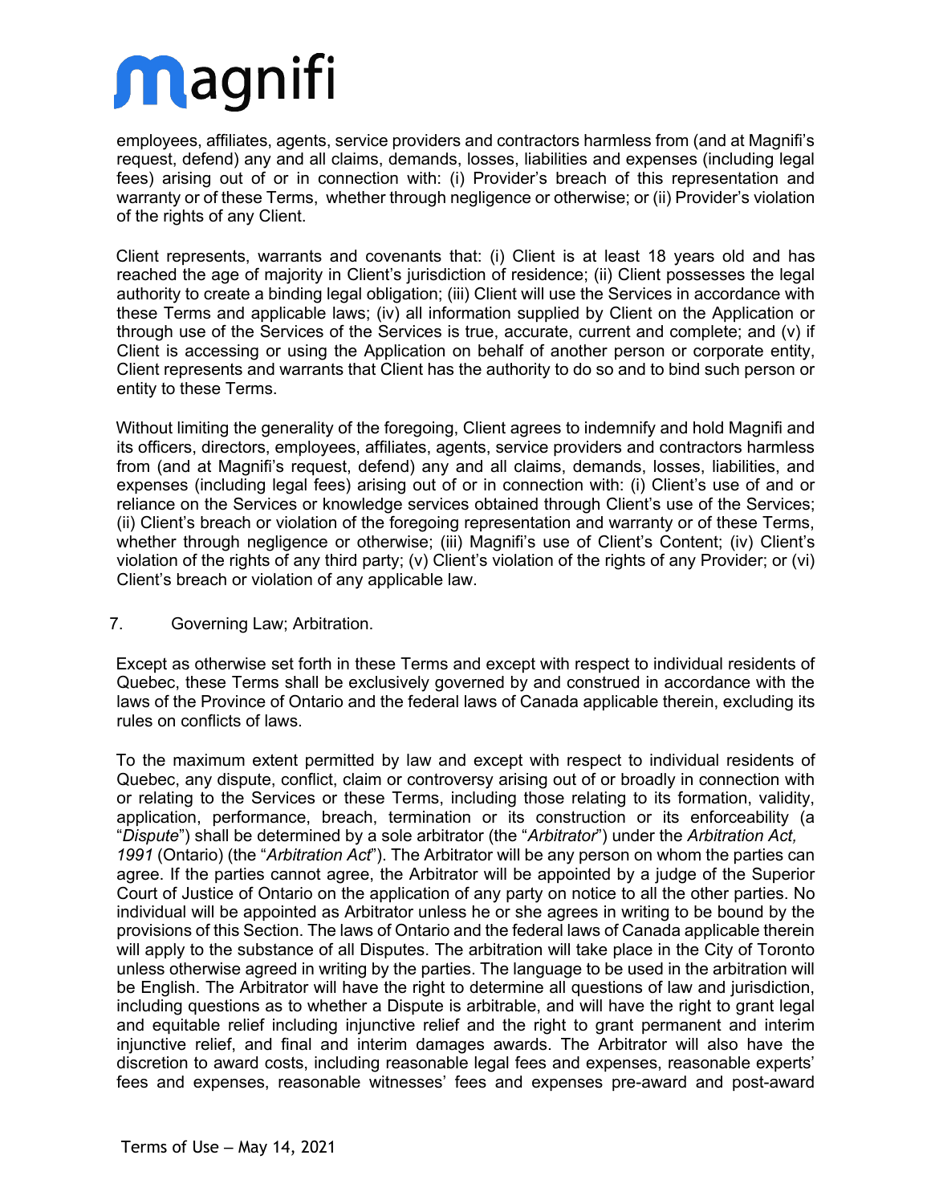employees, affiliates, agents, service providers and contractors harmless from (and at Magnifi's request, defend) any and all claims, demands, losses, liabilities and expenses (including legal fees) arising out of or in connection with: (i) Provider's breach of this representation and warranty or of these Terms, whether through negligence or otherwise; or (ii) Provider's violation of the rights of any Client.

Client represents, warrants and covenants that: (i) Client is at least 18 years old and has reached the age of majority in Client's jurisdiction of residence; (ii) Client possesses the legal authority to create a binding legal obligation; (iii) Client will use the Services in accordance with these Terms and applicable laws; (iv) all information supplied by Client on the Application or through use of the Services of the Services is true, accurate, current and complete; and (v) if Client is accessing or using the Application on behalf of another person or corporate entity, Client represents and warrants that Client has the authority to do so and to bind such person or entity to these Terms.

Without limiting the generality of the foregoing, Client agrees to indemnify and hold Magnifi and its officers, directors, employees, affiliates, agents, service providers and contractors harmless from (and at Magnifi's request, defend) any and all claims, demands, losses, liabilities, and expenses (including legal fees) arising out of or in connection with: (i) Client's use of and or reliance on the Services or knowledge services obtained through Client's use of the Services; (ii) Client's breach or violation of the foregoing representation and warranty or of these Terms, whether through negligence or otherwise; (iii) Magnifi's use of Client's Content; (iv) Client's violation of the rights of any third party; (v) Client's violation of the rights of any Provider; or (vi) Client's breach or violation of any applicable law.

7. Governing Law; Arbitration.

Except as otherwise set forth in these Terms and except with respect to individual residents of Quebec, these Terms shall be exclusively governed by and construed in accordance with the laws of the Province of Ontario and the federal laws of Canada applicable therein, excluding its rules on conflicts of laws.

To the maximum extent permitted by law and except with respect to individual residents of Quebec, any dispute, conflict, claim or controversy arising out of or broadly in connection with or relating to the Services or these Terms, including those relating to its formation, validity, application, performance, breach, termination or its construction or its enforceability (a "*Dispute*") shall be determined by a sole arbitrator (the "*Arbitrator*") under the *Arbitration Act, 1991* (Ontario) (the "*Arbitration Act*"). The Arbitrator will be any person on whom the parties can agree. If the parties cannot agree, the Arbitrator will be appointed by a judge of the Superior Court of Justice of Ontario on the application of any party on notice to all the other parties. No individual will be appointed as Arbitrator unless he or she agrees in writing to be bound by the provisions of this Section. The laws of Ontario and the federal laws of Canada applicable therein will apply to the substance of all Disputes. The arbitration will take place in the City of Toronto unless otherwise agreed in writing by the parties. The language to be used in the arbitration will be English. The Arbitrator will have the right to determine all questions of law and jurisdiction, including questions as to whether a Dispute is arbitrable, and will have the right to grant legal and equitable relief including injunctive relief and the right to grant permanent and interim injunctive relief, and final and interim damages awards. The Arbitrator will also have the discretion to award costs, including reasonable legal fees and expenses, reasonable experts' fees and expenses, reasonable witnesses' fees and expenses pre-award and post-award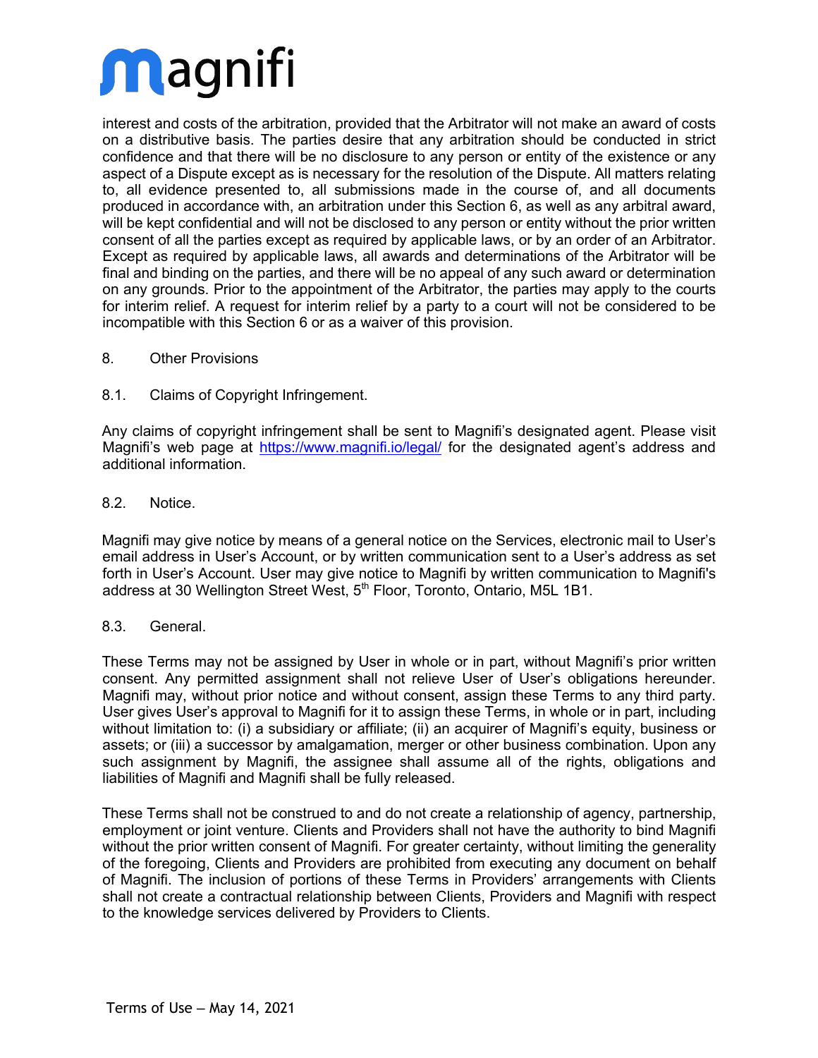interest and costs of the arbitration, provided that the Arbitrator will not make an award of costs on a distributive basis. The parties desire that any arbitration should be conducted in strict confidence and that there will be no disclosure to any person or entity of the existence or any aspect of a Dispute except as is necessary for the resolution of the Dispute. All matters relating to, all evidence presented to, all submissions made in the course of, and all documents produced in accordance with, an arbitration under this Section 6, as well as any arbitral award, will be kept confidential and will not be disclosed to any person or entity without the prior written consent of all the parties except as required by applicable laws, or by an order of an Arbitrator. Except as required by applicable laws, all awards and determinations of the Arbitrator will be final and binding on the parties, and there will be no appeal of any such award or determination on any grounds. Prior to the appointment of the Arbitrator, the parties may apply to the courts for interim relief. A request for interim relief by a party to a court will not be considered to be incompatible with this Section 6 or as a waiver of this provision.

## 8. Other Provisions

### 8.1. Claims of Copyright Infringement.

Any claims of copyright infringement shall be sent to Magnifi's designated agent. Please visit Magnifi's web page at [https://www.magnifi.io/legal/](https://www.magnifi.io/legal/) for the designated agent's address and additional information.

### 8.2. Notice.

Magnifi may give notice by means of a general notice on the Services, electronic mail to User's email address in User's Account, or by written communication sent to a User's address as set forth in User's Account. User may give notice to Magnifi by written communication to Magnifi's address at 30 Wellington Street West, 5th Floor, Toronto, Ontario, M5L 1B1.

### 8.3. General.

These Terms may not be assigned by User in whole or in part, without Magnifi's prior written consent. Any permitted assignment shall not relieve User of User's obligations hereunder. Magnifi may, without prior notice and without consent, assign these Terms to any third party. User gives User's approval to Magnifi for it to assign these Terms, in whole or in part, including without limitation to: (i) a subsidiary or affiliate; (ii) an acquirer of Magnifi's equity, business or assets; or (iii) a successor by amalgamation, merger or other business combination. Upon any such assignment by Magnifi, the assignee shall assume all of the rights, obligations and liabilities of Magnifi and Magnifi shall be fully released.

These Terms shall not be construed to and do not create a relationship of agency, partnership, employment or joint venture. Clients and Providers shall not have the authority to bind Magnifi without the prior written consent of Magnifi. For greater certainty, without limiting the generality of the foregoing, Clients and Providers are prohibited from executing any document on behalf of Magnifi. The inclusion of portions of these Terms in Providers' arrangements with Clients shall not create a contractual relationship between Clients, Providers and Magnifi with respect to the knowledge services delivered by Providers to Clients.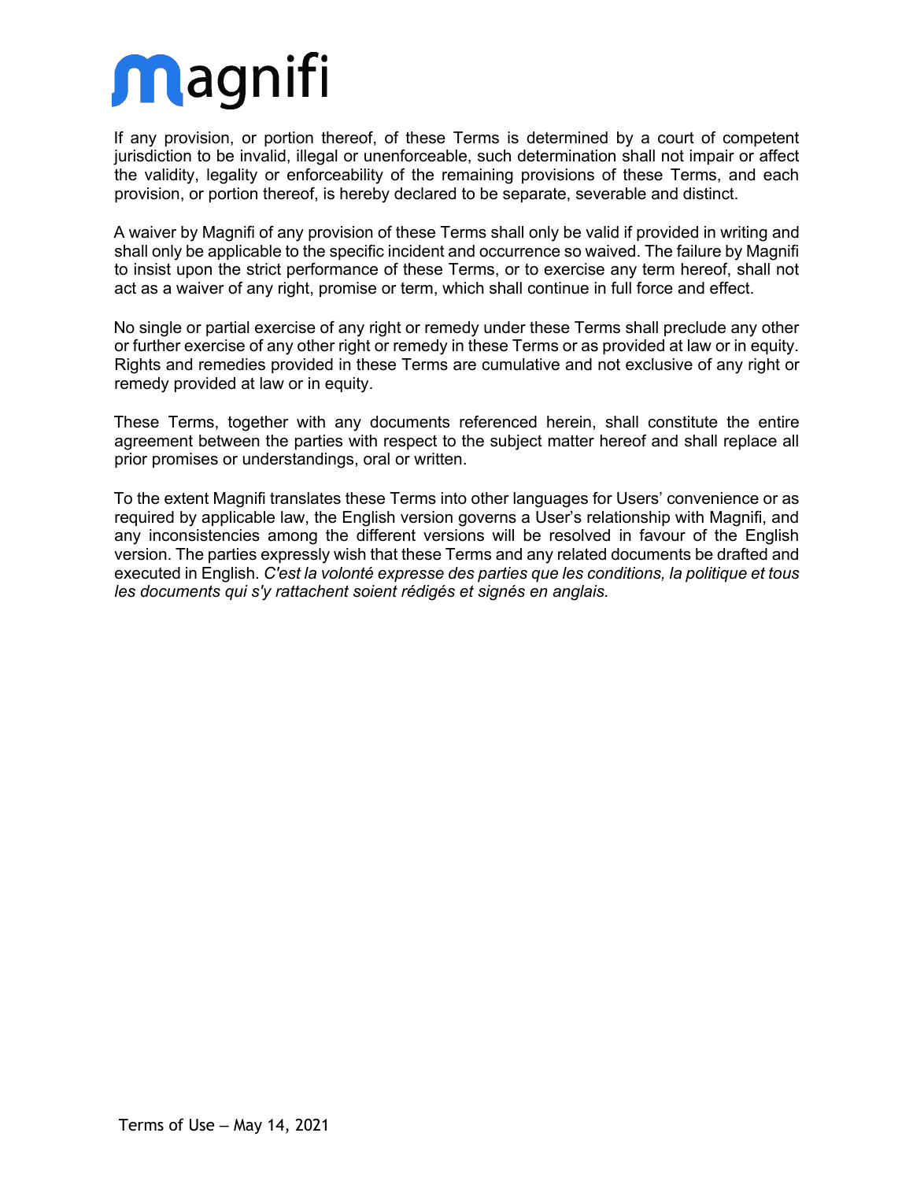If any provision, or portion thereof, of these Terms is determined by a court of competent jurisdiction to be invalid, illegal or unenforceable, such determination shall not impair or affect the validity, legality or enforceability of the remaining provisions of these Terms, and each provision, or portion thereof, is hereby declared to be separate, severable and distinct.

A waiver by Magnifi of any provision of these Terms shall only be valid if provided in writing and shall only be applicable to the specific incident and occurrence so waived. The failure by Magnifi to insist upon the strict performance of these Terms, or to exercise any term hereof, shall not act as a waiver of any right, promise or term, which shall continue in full force and effect.

No single or partial exercise of any right or remedy under these Terms shall preclude any other or further exercise of any other right or remedy in these Terms or as provided at law or in equity. Rights and remedies provided in these Terms are cumulative and not exclusive of any right or remedy provided at law or in equity.

These Terms, together with any documents referenced herein, shall constitute the entire agreement between the parties with respect to the subject matter hereof and shall replace all prior promises or understandings, oral or written.

To the extent Magnifi translates these Terms into other languages for Users' convenience or as required by applicable law, the English version governs a User's relationship with Magnifi, and any inconsistencies among the different versions will be resolved in favour of the English version. The parties expressly wish that these Terms and any related documents be drafted and executed in English. *C'est la volonté expresse des parties que les conditions, la politique et tous les documents qui s'y rattachent soient rédigés et signés en anglais.*